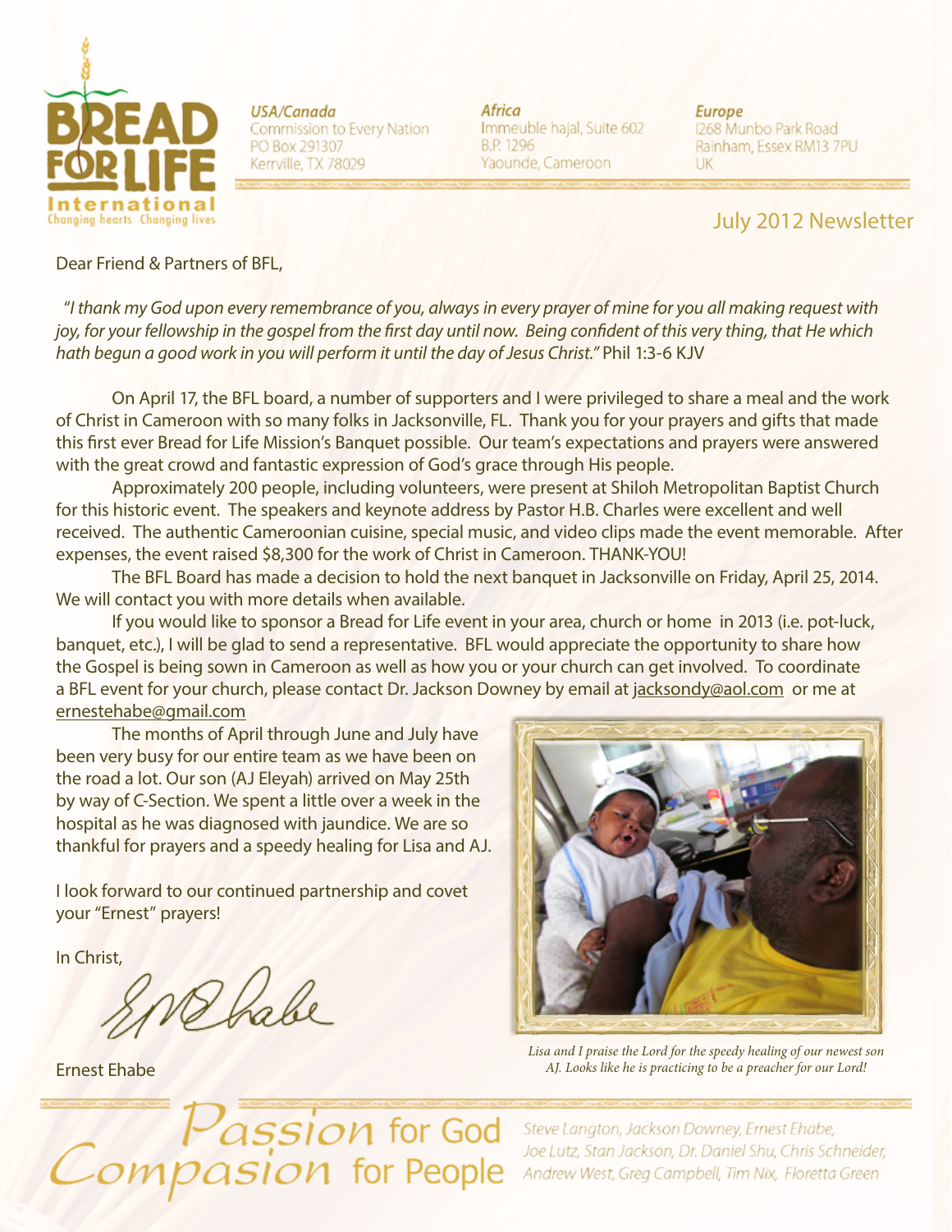# BREAD FOR LIFE International

Changing hearts Changing lives

*USA/Canada*
Commission to Every Nation
PO Box 291307
Kerrville, TX 78029

*Africa*
Immeuble hajal, Suite 602
B.P. 1296
Yaounde, Cameroon

*Europe*
I268 Munbo Park Road
Rainham, Essex RM13 7PU
UK

## July 2012 Newsletter

Dear Friend & Partners of BFL,

"*I thank my God upon every remembrance of you, always in every prayer of mine for you all making request with joy, for your fellowship in the gospel from the first day until now. Being confident of this very thing, that He which hath begun a good work in you will perform it until the day of Jesus Christ.*" Phil 1:3-6 KJV

On April 17, the BFL board, a number of supporters and I were privileged to share a meal and the work of Christ in Cameroon with so many folks in Jacksonville, FL. Thank you for your prayers and gifts that made this first ever Bread for Life Mission's Banquet possible. Our team's expectations and prayers were answered with the great crowd and fantastic expression of God's grace through His people.

Approximately 200 people, including volunteers, were present at Shiloh Metropolitan Baptist Church for this historic event. The speakers and keynote address by Pastor H.B. Charles were excellent and well received. The authentic Cameroonian cuisine, special music, and video clips made the event memorable. After expenses, the event raised $8,300 for the work of Christ in Cameroon. THANK-YOU!

The BFL Board has made a decision to hold the next banquet in Jacksonville on Friday, April 25, 2014. We will contact you with more details when available.

If you would like to sponsor a Bread for Life event in your area, church or home in 2013 (i.e. pot-luck, banquet, etc.), I will be glad to send a representative. BFL would appreciate the opportunity to share how the Gospel is being sown in Cameroon as well as how you or your church can get involved. To coordinate a BFL event for your church, please contact Dr. Jackson Downey by email at jacksondy@aol.com or me at ernestehabe@gmail.com

The months of April through June and July have been very busy for our entire team as we have been on the road a lot. Our son (AJ Eleyah) arrived on May 25th by way of C-Section. We spent a little over a week in the hospital as he was diagnosed with jaundice. We are so thankful for prayers and a speedy healing for Lisa and AJ.

I look forward to our continued partnership and covet your "Ernest" prayers!

In Christ,

Ernest Ehabe

*Lisa and I praise the Lord for the speedy healing of our newest son AJ. Looks like he is practicing to be a preacher for our Lord!*

*Passion* for God
*Compasion* for People

*Steve Langton, Jackson Downey, Ernest Ehabe, Joe Lutz, Stan Jackson, Dr. Daniel Shu, Chris Schneider, Andrew West, Greg Campbell, Tim Nix, Floretta Green*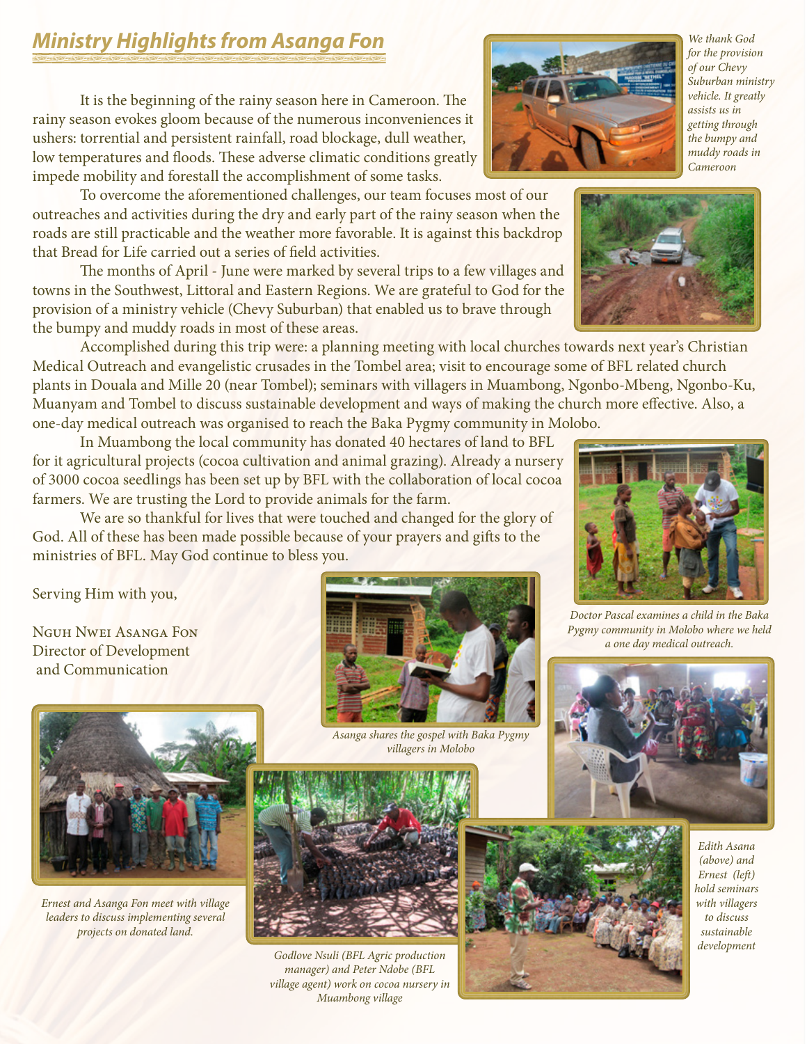## *Ministry Highlights from Asanga Fon*

It is the beginning of the rainy season here in Cameroon. The rainy season evokes gloom because of the numerous inconveniences it ushers: torrential and persistent rainfall, road blockage, dull weather, low temperatures and floods. These adverse climatic conditions greatly impede mobility and forestall the accomplishment of some tasks.

To overcome the aforementioned challenges, our team focuses most of our outreaches and activities during the dry and early part of the rainy season when the roads are still practicable and the weather more favorable. It is against this backdrop that Bread for Life carried out a series of field activities.

The months of April - June were marked by several trips to a few villages and towns in the Southwest, Littoral and Eastern Regions. We are grateful to God for the provision of a ministry vehicle (Chevy Suburban) that enabled us to brave through the bumpy and muddy roads in most of these areas.

Accomplished during this trip were: a planning meeting with local churches towards next year's Christian Medical Outreach and evangelistic crusades in the Tombel area; visit to encourage some of BFL related church plants in Douala and Mille 20 (near Tombel); seminars with villagers in Muambong, Ngonbo-Mbeng, Ngonbo-Ku, Muanyam and Tombel to discuss sustainable development and ways of making the church more effective. Also, a one-day medical outreach was organised to reach the Baka Pygmy community in Molobo.

In Muambong the local community has donated 40 hectares of land to BFL for it agricultural projects (cocoa cultivation and animal grazing). Already a nursery of 3000 cocoa seedlings has been set up by BFL with the collaboration of local cocoa farmers. We are trusting the Lord to provide animals for the farm.

We are so thankful for lives that were touched and changed for the glory of God. All of these has been made possible because of your prayers and gifts to the ministries of BFL. May God continue to bless you.

Serving Him with you,

Nguh Nwei Asanga Fon
Director of Development
and Communication

*We thank God for the provision of our Chevy Suburban ministry vehicle. It greatly assists us in getting through the bumpy and muddy roads in Cameroon*

*Doctor Pascal examines a child in the Baka Pygmy community in Molobo where we held a one day medical outreach.*

*Asanga shares the gospel with Baka Pygmy villagers in Molobo*

*Ernest and Asanga Fon meet with village leaders to discuss implementing several projects on donated land.*

*Godlove Nsuli (BFL Agric production manager) and Peter Ndobe (BFL village agent) work on cocoa nursery in Muambong village*

*Edith Asana (above) and Ernest (left) hold seminars with villagers to discuss sustainable development*